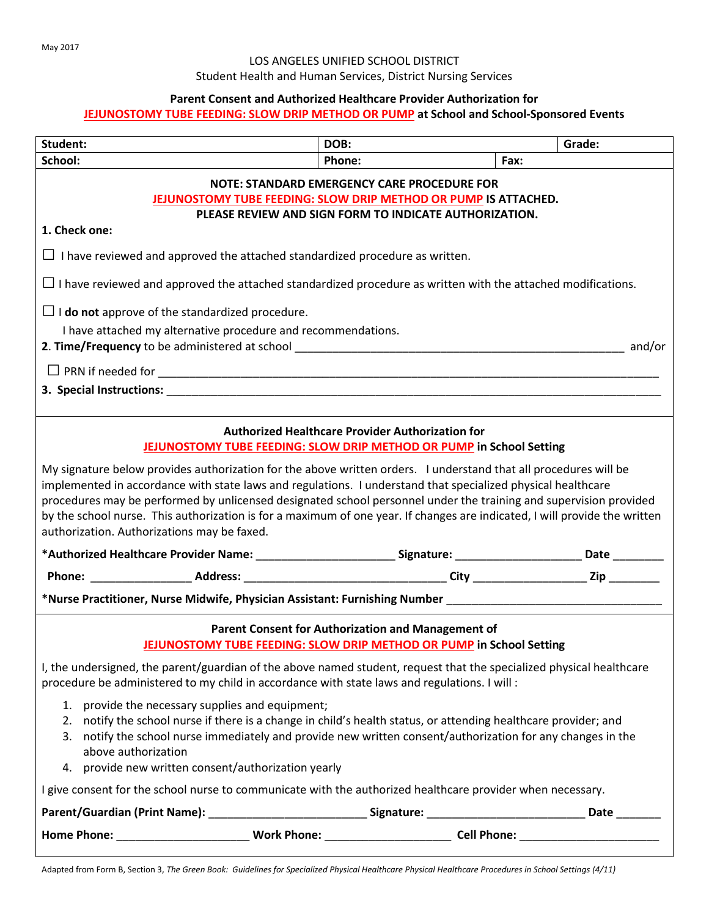May 2017

LOS ANGELES UNIFIED SCHOOL DISTRICT
Student Health and Human Services, District Nursing Services

**Parent Consent and Authorized Healthcare Provider Authorization for**
**JEJUNOSTOMY TUBE FEEDING: SLOW DRIP METHOD OR PUMP at School and School-Sponsored Events**

| **Student:** | **DOB:** | | **Grade:** |
|---|---|---|---|
| **School:** | **Phone:** | **Fax:** | |

**NOTE: STANDARD EMERGENCY CARE PROCEDURE FOR JEJUNOSTOMY TUBE FEEDING: SLOW DRIP METHOD OR PUMP IS ATTACHED.**
**PLEASE REVIEW AND SIGN FORM TO INDICATE AUTHORIZATION.**

**1. Check one:**

☐ I have reviewed and approved the attached standardized procedure as written.

☐ I have reviewed and approved the attached standardized procedure as written with the attached modifications.

☐ I **do not** approve of the standardized procedure.
I have attached my alternative procedure and recommendations.

**2. Time/Frequency** to be administered at school ______________________________________________________ and/or

☐ PRN if needed for ________________________________________________________________________________

**3. Special Instructions:** ____________________________________________________________________________

### Authorized Healthcare Provider Authorization for JEJUNOSTOMY TUBE FEEDING: SLOW DRIP METHOD OR PUMP in School Setting

My signature below provides authorization for the above written orders. I understand that all procedures will be implemented in accordance with state laws and regulations. I understand that specialized physical healthcare procedures may be performed by unlicensed designated school personnel under the training and supervision provided by the school nurse. This authorization is for a maximum of one year. If changes are indicated, I will provide the written authorization. Authorizations may be faxed.

**\*Authorized Healthcare Provider Name:** ______________________ **Signature:** ____________________ **Date** ________

**Phone:** ________________ **Address:** ________________________________ **City** __________________ **Zip** ________

**\*Nurse Practitioner, Nurse Midwife, Physician Assistant: Furnishing Number** _________________________________

### Parent Consent for Authorization and Management of JEJUNOSTOMY TUBE FEEDING: SLOW DRIP METHOD OR PUMP in School Setting

I, the undersigned, the parent/guardian of the above named student, request that the specialized physical healthcare procedure be administered to my child in accordance with state laws and regulations. I will :

1. provide the necessary supplies and equipment;
2. notify the school nurse if there is a change in child's health status, or attending healthcare provider; and
3. notify the school nurse immediately and provide new written consent/authorization for any changes in the above authorization
4. provide new written consent/authorization yearly

I give consent for the school nurse to communicate with the authorized healthcare provider when necessary.

**Parent/Guardian (Print Name):** ________________________ **Signature:** _________________________ **Date** _______

**Home Phone:** _____________________ **Work Phone:** ____________________ **Cell Phone:** ______________________

Adapted from Form B, Section 3, *The Green Book: Guidelines for Specialized Physical Healthcare Physical Healthcare Procedures in School Settings (4/11)*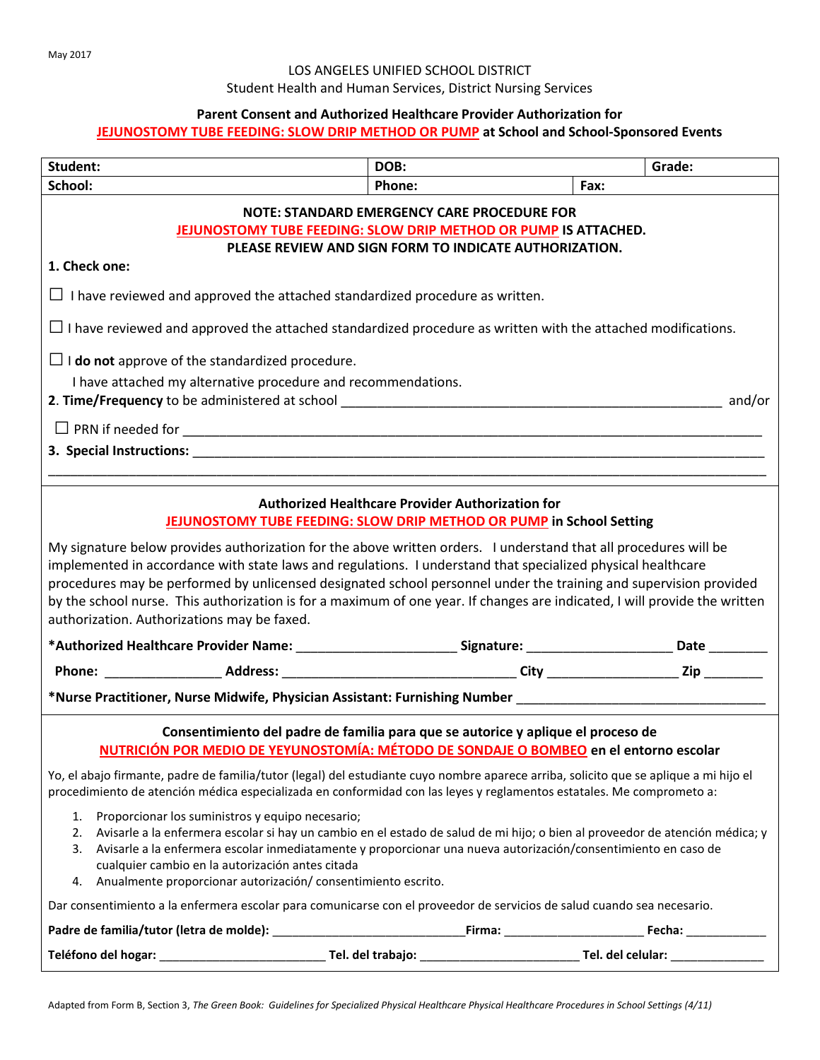May 2017

LOS ANGELES UNIFIED SCHOOL DISTRICT
Student Health and Human Services, District Nursing Services

**Parent Consent and Authorized Healthcare Provider Authorization for**
**JEJUNOSTOMY TUBE FEEDING: SLOW DRIP METHOD OR PUMP at School and School-Sponsored Events**

| Student: | DOB: | | Grade: |
|---|---|---|---|
| School: | Phone: | Fax: | |

**NOTE: STANDARD EMERGENCY CARE PROCEDURE FOR JEJUNOSTOMY TUBE FEEDING: SLOW DRIP METHOD OR PUMP IS ATTACHED.**
**PLEASE REVIEW AND SIGN FORM TO INDICATE AUTHORIZATION.**

**1. Check one:**

☐ I have reviewed and approved the attached standardized procedure as written.

☐ I have reviewed and approved the attached standardized procedure as written with the attached modifications.

☐ I **do not** approve of the standardized procedure.
I have attached my alternative procedure and recommendations.

**2. Time/Frequency** to be administered at school ______________________________________________ and/or

☐ PRN if needed for ________________________________________________________________________

**3. Special Instructions:** ____________________________________________________________________

______________________________________________________________________________________

**Authorized Healthcare Provider Authorization for**
**JEJUNOSTOMY TUBE FEEDING: SLOW DRIP METHOD OR PUMP in School Setting**

My signature below provides authorization for the above written orders. I understand that all procedures will be implemented in accordance with state laws and regulations. I understand that specialized physical healthcare procedures may be performed by unlicensed designated school personnel under the training and supervision provided by the school nurse. This authorization is for a maximum of one year. If changes are indicated, I will provide the written authorization. Authorizations may be faxed.

***Authorized Healthcare Provider Name:** ____________________ **Signature:** __________________ **Date** ________

**Phone:** ______________ **Address:** ____________________________ **City** ________________ **Zip** ________

***Nurse Practitioner, Nurse Midwife, Physician Assistant: Furnishing Number** ______________________________

**Consentimiento del padre de familia para que se autorice y aplique el proceso de**
**NUTRICIÓN POR MEDIO DE YEYUNOSTOMÍA: MÉTODO DE SONDAJE O BOMBEO en el entorno escolar**

Yo, el abajo firmante, padre de familia/tutor (legal) del estudiante cuyo nombre aparece arriba, solicito que se aplique a mi hijo el procedimiento de atención médica especializada en conformidad con las leyes y reglamentos estatales. Me comprometo a:

1. Proporcionar los suministros y equipo necesario;
2. Avisarle a la enfermera escolar si hay un cambio en el estado de salud de mi hijo; o bien al proveedor de atención médica; y
3. Avisarle a la enfermera escolar inmediatamente y proporcionar una nueva autorización/consentimiento en caso de cualquier cambio en la autorización antes citada
4. Anualmente proporcionar autorización/ consentimiento escrito.

Dar consentimiento a la enfermera escolar para comunicarse con el proveedor de servicios de salud cuando sea necesario.

**Padre de familia/tutor (letra de molde):** __________________________**Firma:** ____________________ **Fecha:** ___________

**Teléfono del hogar:** ______________________ **Tel. del trabajo:** ______________________ **Tel. del celular:** _____________

Adapted from Form B, Section 3, *The Green Book: Guidelines for Specialized Physical Healthcare Physical Healthcare Procedures in School Settings (4/11)*